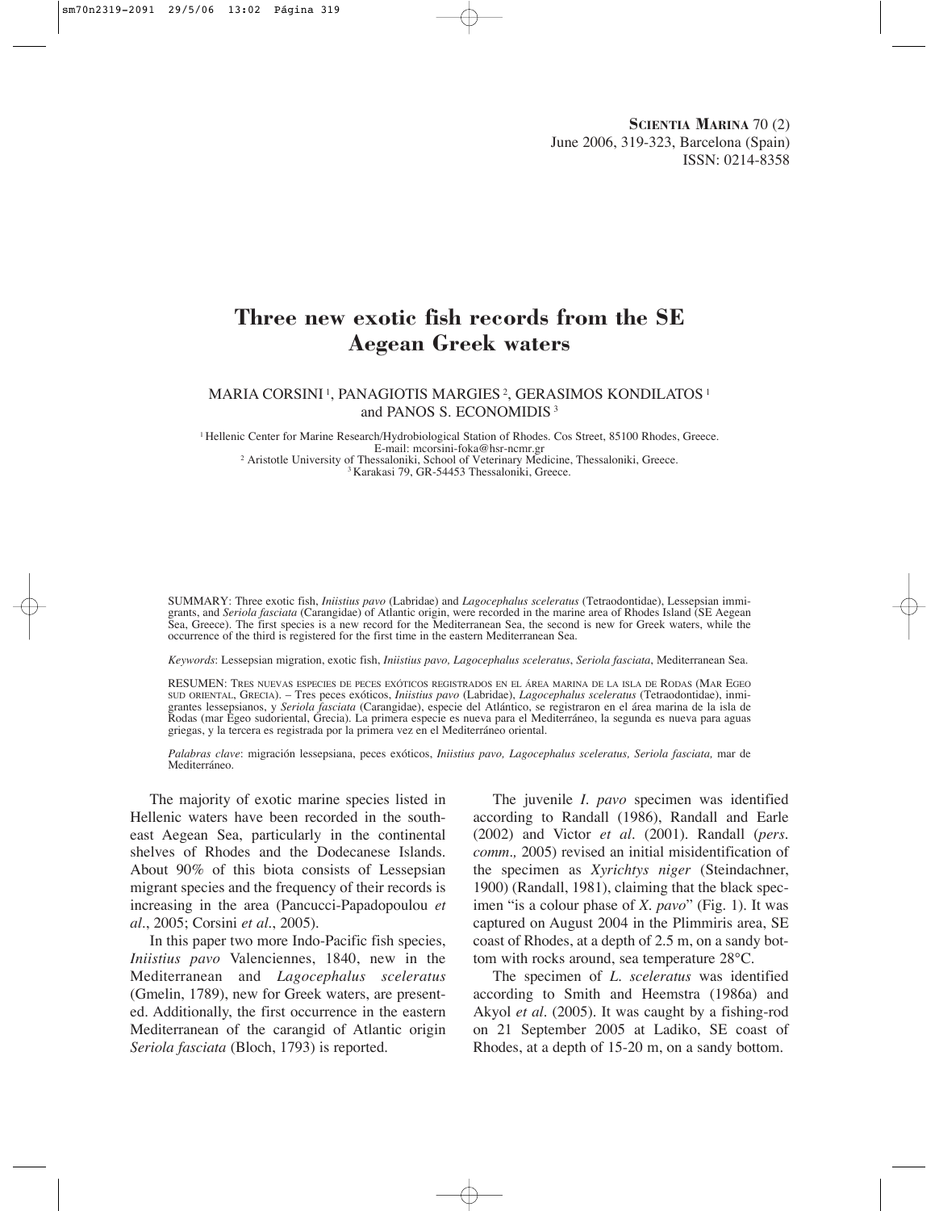# Three new exotic fish records from the SE Aegean Greek waters

MARIA CORSINI [1], PANAGIOTIS MARGIES [2], GERASIMOS KONDILATOS [1] and PANOS S. ECONOMIDIS [3]

[1] Hellenic Center for Marine Research/Hydrobiological Station of Rhodes. Cos Street, 85100 Rhodes, Greece. E-mail: mcorsini-foka@hsr-ncmr.gr
[2] Aristotle University of Thessaloniki, School of Veterinary Medicine, Thessaloniki, Greece.
[3] Karakasi 79, GR-54453 Thessaloniki, Greece.

SUMMARY: Three exotic fish, *Iniistius pavo* (Labridae) and *Lagocephalus sceleratus* (Tetraodontidae), Lessepsian immigrants, and *Seriola fasciata* (Carangidae) of Atlantic origin, were recorded in the marine area of Rhodes Island (SE Aegean Sea, Greece). The first species is a new record for the Mediterranean Sea, the second is new for Greek waters, while the occurrence of the third is registered for the first time in the eastern Mediterranean Sea.

*Keywords*: Lessepsian migration, exotic fish, *Iniistius pavo, Lagocephalus sceleratus*, *Seriola fasciata*, Mediterranean Sea.

RESUMEN: TRES NUEVAS ESPECIES DE PECES EXÓTICOS REGISTRADOS EN EL ÁREA MARINA DE LA ISLA DE RODAS (MAR EGEO SUD ORIENTAL, GRECIA). – Tres peces exóticos, *Iniistius pavo* (Labridae), *Lagocephalus sceleratus* (Tetraodontidae), inmigrantes lessepsianos, y *Seriola fasciata* (Carangidae), especie del Atlántico, se registraron en el área marina de la isla de Rodas (mar Egeo sudoriental, Grecia). La primera especie es nueva para el Mediterráneo, la segunda es nueva para aguas griegas, y la tercera es registrada por la primera vez en el Mediterráneo oriental.

*Palabras clave*: migración lessepsiana, peces exóticos, *Iniistius pavo, Lagocephalus sceleratus, Seriola fasciata,* mar de Mediterráneo.

The majority of exotic marine species listed in Hellenic waters have been recorded in the southeast Aegean Sea, particularly in the continental shelves of Rhodes and the Dodecanese Islands. About 90% of this biota consists of Lessepsian migrant species and the frequency of their records is increasing in the area (Pancucci-Papadopoulou *et al*., 2005; Corsini *et al*., 2005).

In this paper two more Indo-Pacific fish species, *Iniistius pavo* Valenciennes, 1840, new in the Mediterranean and *Lagocephalus sceleratus* (Gmelin, 1789), new for Greek waters, are presented. Additionally, the first occurrence in the eastern Mediterranean of the carangid of Atlantic origin *Seriola fasciata* (Bloch, 1793) is reported.

The juvenile *I. pavo* specimen was identified according to Randall (1986), Randall and Earle (2002) and Victor *et al*. (2001). Randall (*pers. comm.,* 2005) revised an initial misidentification of the specimen as *Xyrichtys niger* (Steindachner, 1900) (Randall, 1981), claiming that the black specimen "is a colour phase of *X. pavo*" (Fig. 1). It was captured on August 2004 in the Plimmiris area, SE coast of Rhodes, at a depth of 2.5 m, on a sandy bottom with rocks around, sea temperature 28°C.

The specimen of *L. sceleratus* was identified according to Smith and Heemstra (1986a) and Akyol *et al*. (2005). It was caught by a fishing-rod on 21 September 2005 at Ladiko, SE coast of Rhodes, at a depth of 15-20 m, on a sandy bottom.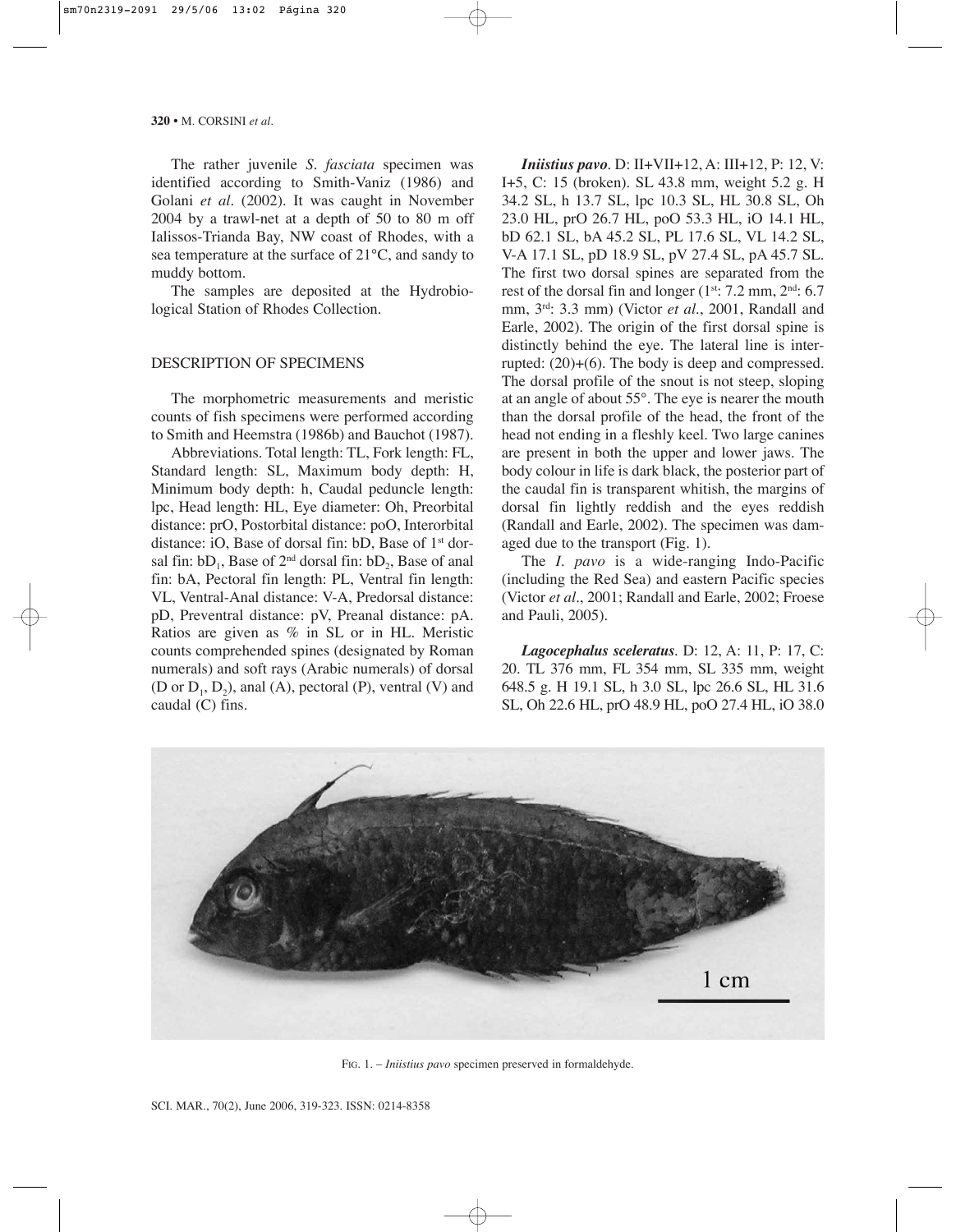The rather juvenile *S. fasciata* specimen was identified according to Smith-Vaniz (1986) and Golani *et al*. (2002). It was caught in November 2004 by a trawl-net at a depth of 50 to 80 m off Ialissos-Trianda Bay, NW coast of Rhodes, with a sea temperature at the surface of 21°C, and sandy to muddy bottom.

The samples are deposited at the Hydrobiological Station of Rhodes Collection.

## DESCRIPTION OF SPECIMENS

The morphometric measurements and meristic counts of fish specimens were performed according to Smith and Heemstra (1986b) and Bauchot (1987).

Abbreviations. Total length: TL, Fork length: FL, Standard length: SL, Maximum body depth: H, Minimum body depth: h, Caudal peduncle length: lpc, Head length: HL, Eye diameter: Oh, Preorbital distance: prO, Postorbital distance: poO, Interorbital distance: iO, Base of dorsal fin: bD, Base of 1st dorsal fin: $bD_1$, Base of 2nd dorsal fin: $bD_2$, Base of anal fin: bA, Pectoral fin length: PL, Ventral fin length: VL, Ventral-Anal distance: V-A, Predorsal distance: pD, Preventral distance: pV, Preanal distance: pA. Ratios are given as % in SL or in HL. Meristic counts comprehended spines (designated by Roman numerals) and soft rays (Arabic numerals) of dorsal (D or $D_1$, $D_2$), anal (A), pectoral (P), ventral (V) and caudal (C) fins.

***Iniistius pavo***. D: II+VII+12, A: III+12, P: 12, V: I+5, C: 15 (broken). SL 43.8 mm, weight 5.2 g. H 34.2 SL, h 13.7 SL, lpc 10.3 SL, HL 30.8 SL, Oh 23.0 HL, prO 26.7 HL, poO 53.3 HL, iO 14.1 HL, bD 62.1 SL, bA 45.2 SL, PL 17.6 SL, VL 14.2 SL, V-A 17.1 SL, pD 18.9 SL, pV 27.4 SL, pA 45.7 SL. The first two dorsal spines are separated from the rest of the dorsal fin and longer (1st: 7.2 mm, 2nd: 6.7 mm, 3rd: 3.3 mm) (Victor *et al*., 2001, Randall and Earle, 2002). The origin of the first dorsal spine is distinctly behind the eye. The lateral line is interrupted: (20)+(6). The body is deep and compressed. The dorsal profile of the snout is not steep, sloping at an angle of about 55°. The eye is nearer the mouth than the dorsal profile of the head, the front of the head not ending in a fleshly keel. Two large canines are present in both the upper and lower jaws. The body colour in life is dark black, the posterior part of the caudal fin is transparent whitish, the margins of dorsal fin lightly reddish and the eyes reddish (Randall and Earle, 2002). The specimen was damaged due to the transport (Fig. 1).

The *I. pavo* is a wide-ranging Indo-Pacific (including the Red Sea) and eastern Pacific species (Victor *et al*., 2001; Randall and Earle, 2002; Froese and Pauli, 2005).

***Lagocephalus sceleratus***. D: 12, A: 11, P: 17, C: 20. TL 376 mm, FL 354 mm, SL 335 mm, weight 648.5 g. H 19.1 SL, h 3.0 SL, lpc 26.6 SL, HL 31.6 SL, Oh 22.6 HL, prO 48.9 HL, poO 27.4 HL, iO 38.0

FIG. 1. – *Iniistius pavo* specimen preserved in formaldehyde.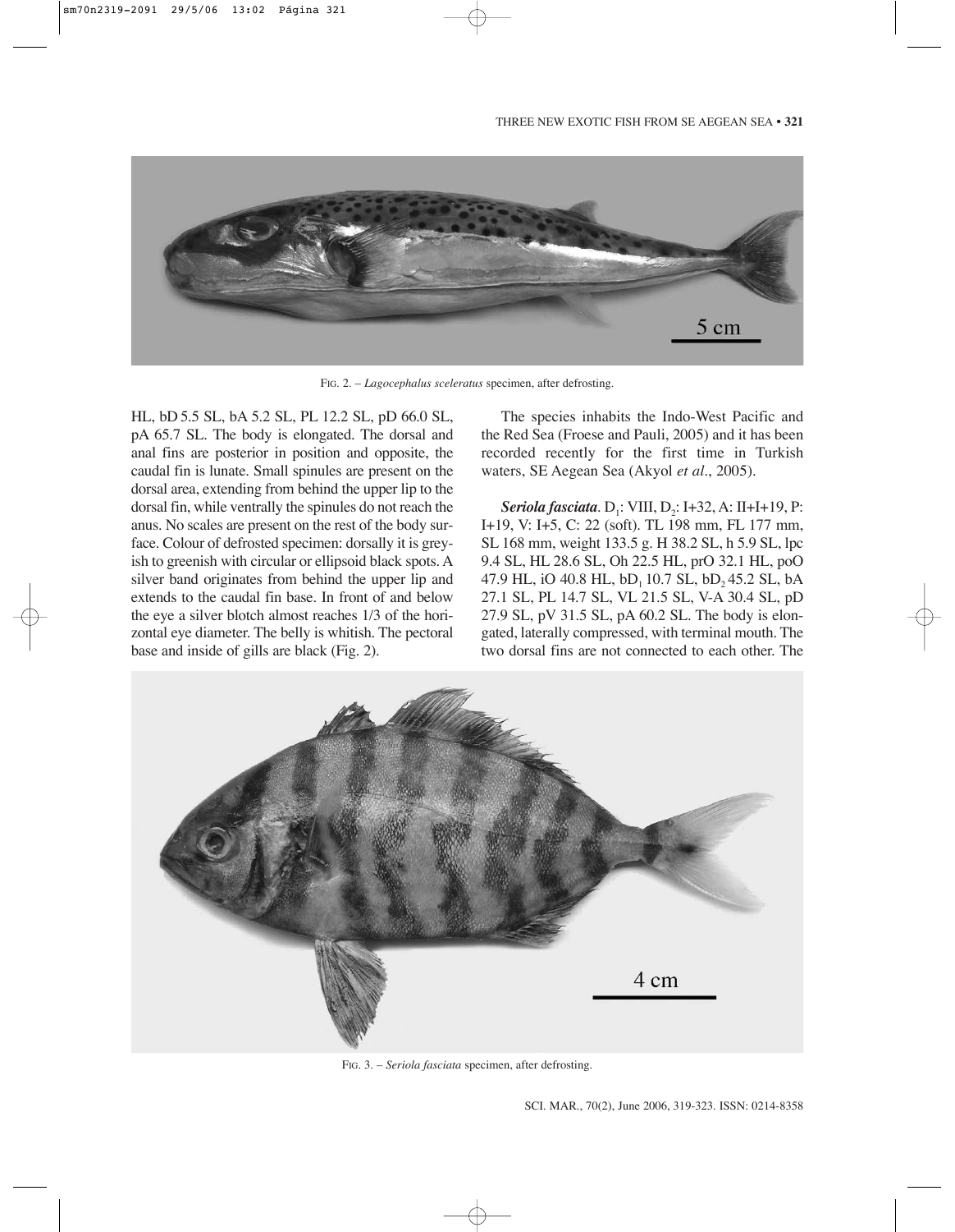FIG. 2. – *Lagocephalus sceleratus* specimen, after defrosting.

HL, bD 5.5 SL, bA 5.2 SL, PL 12.2 SL, pD 66.0 SL, pA 65.7 SL. The body is elongated. The dorsal and anal fins are posterior in position and opposite, the caudal fin is lunate. Small spinules are present on the dorsal area, extending from behind the upper lip to the dorsal fin, while ventrally the spinules do not reach the anus. No scales are present on the rest of the body surface. Colour of defrosted specimen: dorsally it is greyish to greenish with circular or ellipsoid black spots. A silver band originates from behind the upper lip and extends to the caudal fin base. In front of and below the eye a silver blotch almost reaches 1/3 of the horizontal eye diameter. The belly is whitish. The pectoral base and inside of gills are black (Fig. 2).

The species inhabits the Indo-West Pacific and the Red Sea (Froese and Pauli, 2005) and it has been recorded recently for the first time in Turkish waters, SE Aegean Sea (Akyol *et al*., 2005).

***Seriola fasciata***. $D_1$: VIII, $D_2$: I+32, A: II+I+19, P: I+19, V: I+5, C: 22 (soft). TL 198 mm, FL 177 mm, SL 168 mm, weight 133.5 g. H 38.2 SL, h 5.9 SL, lpc 9.4 SL, HL 28.6 SL, Oh 22.5 HL, prO 32.1 HL, poO 47.9 HL, iO 40.8 HL, $bD_1$ 10.7 SL, $bD_2$ 45.2 SL, bA 27.1 SL, PL 14.7 SL, VL 21.5 SL, V-A 30.4 SL, pD 27.9 SL, pV 31.5 SL, pA 60.2 SL. The body is elongated, laterally compressed, with terminal mouth. The two dorsal fins are not connected to each other. The

FIG. 3. – *Seriola fasciata* specimen, after defrosting.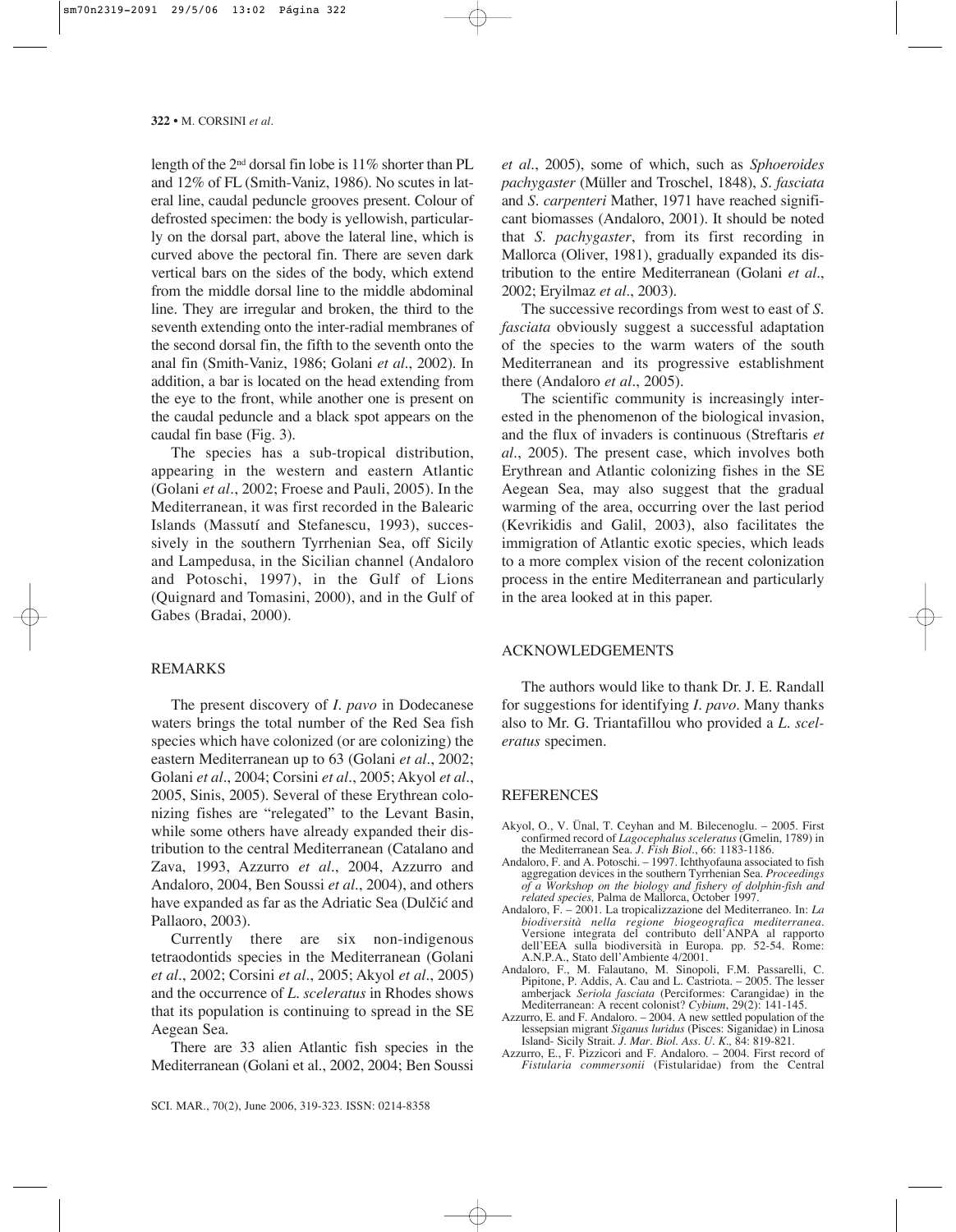length of the 2nd dorsal fin lobe is 11% shorter than PL and 12% of FL (Smith-Vaniz, 1986). No scutes in lateral line, caudal peduncle grooves present. Colour of defrosted specimen: the body is yellowish, particularly on the dorsal part, above the lateral line, which is curved above the pectoral fin. There are seven dark vertical bars on the sides of the body, which extend from the middle dorsal line to the middle abdominal line. They are irregular and broken, the third to the seventh extending onto the inter-radial membranes of the second dorsal fin, the fifth to the seventh onto the anal fin (Smith-Vaniz, 1986; Golani *et al*., 2002). In addition, a bar is located on the head extending from the eye to the front, while another one is present on the caudal peduncle and a black spot appears on the caudal fin base (Fig. 3).

The species has a sub-tropical distribution, appearing in the western and eastern Atlantic (Golani *et al*., 2002; Froese and Pauli, 2005). In the Mediterranean, it was first recorded in the Balearic Islands (Massutí and Stefanescu, 1993), successively in the southern Tyrrhenian Sea, off Sicily and Lampedusa, in the Sicilian channel (Andaloro and Potoschi, 1997), in the Gulf of Lions (Quignard and Tomasini, 2000), and in the Gulf of Gabes (Bradai, 2000).

## REMARKS

The present discovery of *I. pavo* in Dodecanese waters brings the total number of the Red Sea fish species which have colonized (or are colonizing) the eastern Mediterranean up to 63 (Golani *et al*., 2002; Golani *et al*., 2004; Corsini *et al*., 2005; Akyol *et al*., 2005, Sinis, 2005). Several of these Erythrean colonizing fishes are "relegated" to the Levant Basin, while some others have already expanded their distribution to the central Mediterranean (Catalano and Zava, 1993, Azzurro *et al*., 2004, Azzurro and Andaloro, 2004, Ben Soussi *et al*., 2004), and others have expanded as far as the Adriatic Sea (Dulčić and Pallaoro, 2003).

Currently there are six non-indigenous tetraodontids species in the Mediterranean (Golani *et al*., 2002; Corsini *et al*., 2005; Akyol *et al*., 2005) and the occurrence of *L. sceleratus* in Rhodes shows that its population is continuing to spread in the SE Aegean Sea.

There are 33 alien Atlantic fish species in the Mediterranean (Golani et al., 2002, 2004; Ben Soussi *et al*., 2005), some of which, such as *Sphoeroides pachygaster* (Müller and Troschel, 1848), *S. fasciata* and *S. carpenteri* Mather, 1971 have reached significant biomasses (Andaloro, 2001). It should be noted that *S. pachygaster*, from its first recording in Mallorca (Oliver, 1981), gradually expanded its distribution to the entire Mediterranean (Golani *et al*., 2002; Eryilmaz *et al*., 2003).

The successive recordings from west to east of *S. fasciata* obviously suggest a successful adaptation of the species to the warm waters of the south Mediterranean and its progressive establishment there (Andaloro *et al*., 2005).

The scientific community is increasingly interested in the phenomenon of the biological invasion, and the flux of invaders is continuous (Streftaris *et al*., 2005). The present case, which involves both Erythrean and Atlantic colonizing fishes in the SE Aegean Sea, may also suggest that the gradual warming of the area, occurring over the last period (Kevrikidis and Galil, 2003), also facilitates the immigration of Atlantic exotic species, which leads to a more complex vision of the recent colonization process in the entire Mediterranean and particularly in the area looked at in this paper.

## ACKNOWLEDGEMENTS

The authors would like to thank Dr. J. E. Randall for suggestions for identifying *I. pavo*. Many thanks also to Mr. G. Triantafillou who provided a *L. sceleratus* specimen.

## REFERENCES

Akyol, O., V. Ünal, T. Ceyhan and M. Bilecenoglu. – 2005. First confirmed record of *Lagocephalus sceleratus* (Gmelin, 1789) in the Mediterranean Sea. *J. Fish Biol*., 66: 1183-1186.

Andaloro, F. and A. Potoschi. – 1997. Ichthyofauna associated to fish aggregation devices in the southern Tyrrhenian Sea. *Proceedings of a Workshop on the biology and fishery of dolphin-fish and related species,* Palma de Mallorca, October 1997.

Andaloro, F. – 2001. La tropicalizzazione del Mediterraneo. In: *La biodiversità nella regione biogeografica mediterranea*. Versione integrata del contributo dell'ANPA al rapporto dell'EEA sulla biodiversità in Europa. pp. 52-54. Rome: A.N.P.A., Stato dell'Ambiente 4/2001.

Andaloro, F., M. Falautano, M. Sinopoli, F.M. Passarelli, C. Pipitone, P. Addis, A. Cau and L. Castriota. – 2005. The lesser amberjack *Seriola fasciata* (Perciformes: Carangidae) in the Mediterranean: A recent colonist? *Cybium*, 29(2): 141-145.

Azzurro, E. and F. Andaloro. – 2004. A new settled population of the lessepsian migrant *Siganus luridus* (Pisces: Siganidae) in Linosa Island- Sicily Strait. *J. Mar. Biol. Ass. U. K.,* 84: 819-821.

Azzurro, E., F. Pizzicori and F. Andaloro. – 2004. First record of *Fistularia commersonii* (Fistularidae) from the Central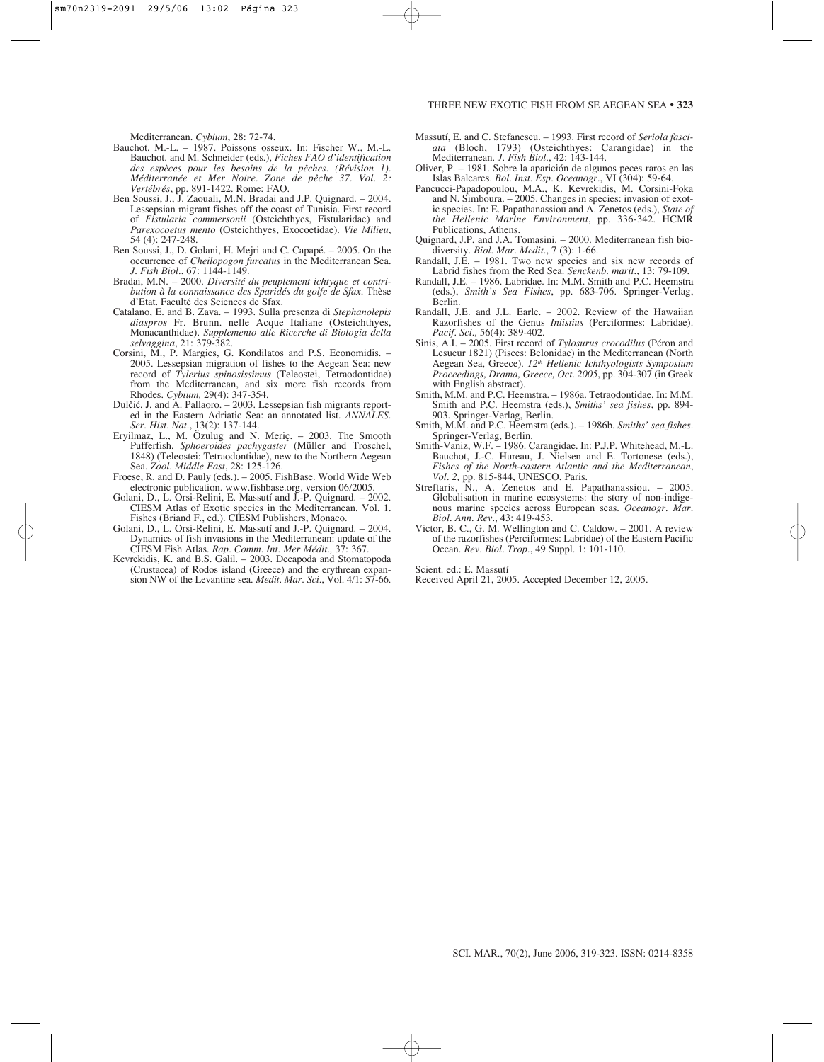Mediterranean. *Cybium*, 28: 72-74.

Bauchot, M.-L. – 1987. Poissons osseux. In: Fischer W., M.-L. Bauchot. and M. Schneider (eds.), *Fiches FAO d'identification des espèces pour les besoins de la pêches. (Révision 1). Méditerranée et Mer Noire. Zone de pêche 37. Vol. 2: Vertébrés*, pp. 891-1422. Rome: FAO.

Ben Soussi, J., J. Zaouali, M.N. Bradai and J.P. Quignard. – 2004. Lessepsian migrant fishes off the coast of Tunisia. First record of *Fistularia commersonii* (Osteichthyes, Fistularidae) and *Parexocoetus mento* (Osteichthyes, Exocoetidae). *Vie Milieu*, 54 (4): 247-248.

Ben Soussi, J., D. Golani, H. Mejri and C. Capapé. – 2005. On the occurrence of *Cheilopogon furcatus* in the Mediterranean Sea. *J. Fish Biol*., 67: 1144-1149.

Bradai, M.N. – 2000. *Diversité du peuplement ichtyque et contribution à la connaissance des Sparidés du golfe de Sfax*. Thèse d'Etat. Faculté des Sciences de Sfax.

Catalano, E. and B. Zava. – 1993. Sulla presenza di *Stephanolepis diaspros* Fr. Brunn. nelle Acque Italiane (Osteichthyes, Monacanthidae). *Supplemento alle Ricerche di Biologia della selvaggina*, 21: 379-382.

Corsini, M., P. Margies, G. Kondilatos and P.S. Economidis. – 2005. Lessepsian migration of fishes to the Aegean Sea: new record of *Tylerius spinosissimus* (Teleostei, Tetraodontidae) from the Mediterranean, and six more fish records from Rhodes. *Cybium*, 29(4): 347-354.

Dulčić, J. and A. Pallaoro. – 2003. Lessepsian fish migrants reported in the Eastern Adriatic Sea: an annotated list. *ANNALES. Ser. Hist. Nat*., 13(2): 137-144.

Eryilmaz, L., M. Özulug and N. Meriç. – 2003. The Smooth Pufferfish, *Sphoeroides pachygaster* (Müller and Troschel, 1848) (Teleostei: Tetraodontidae), new to the Northern Aegean Sea. *Zool. Middle East*, 28: 125-126.

Froese, R. and D. Pauly (eds.). – 2005. FishBase. World Wide Web electronic publication. www.fishbase.org, version 06/2005.

Golani, D., L. Orsi-Relini, E. Massutí and J.-P. Quignard. – 2002. CIESM Atlas of Exotic species in the Mediterranean. Vol. 1. Fishes (Briand F., ed.). CIESM Publishers, Monaco.

Golani, D., L. Orsi-Relini, E. Massutí and J.-P. Quignard. – 2004. Dynamics of fish invasions in the Mediterranean: update of the CIESM Fish Atlas. *Rap. Comm. Int. Mer Médit.,* 37: 367.

Kevrekidis, K. and B.S. Galil. – 2003. Decapoda and Stomatopoda (Crustacea) of Rodos island (Greece) and the erythrean expansion NW of the Levantine sea. *Medit. Mar. Sci*., Vol. 4/1: 57-66.

Massutí, E. and C. Stefanescu. – 1993. First record of *Seriola fasciata* (Bloch, 1793) (Osteichthyes: Carangidae) in the Mediterranean. *J. Fish Biol*., 42: 143-144.

Oliver, P. – 1981. Sobre la aparición de algunos peces raros en las Islas Baleares. *Bol. Inst. Esp. Oceanogr*., VI (304): 59-64.

Pancucci-Papadopoulou, M.A., K. Kevrekidis, M. Corsini-Foka and N. Simboura. – 2005. Changes in species: invasion of exotic species. In: E. Papathanassiou and A. Zenetos (eds.), *State of the Hellenic Marine Environment*, pp. 336-342. HCMR Publications, Athens.

Quignard, J.P. and J.A. Tomasini. – 2000. Mediterranean fish biodiversity. *Biol. Mar. Medit*., 7 (3): 1-66.

Randall, J.E. – 1981. Two new species and six new records of Labrid fishes from the Red Sea. *Senckenb. marit*., 13: 79-109.

Randall, J.E. – 1986. Labridae. In: M.M. Smith and P.C. Heemstra (eds.), *Smith's Sea Fishes*, pp. 683-706. Springer-Verlag, Berlin.

Randall, J.E. and J.L. Earle. – 2002. Review of the Hawaiian Razorfishes of the Genus *Iniistius* (Perciformes: Labridae). *Pacif. Sci.,* 56(4): 389-402.

Sinis, A.I. – 2005. First record of *Tylosurus crocodilus* (Péron and Lesueur 1821) (Pisces: Belonidae) in the Mediterranean (North Aegean Sea, Greece). *12th Hellenic Ichthyologists Symposium Proceedings, Drama, Greece, Oct. 2005*, pp. 304-307 (in Greek with English abstract).

Smith, M.M. and P.C. Heemstra. – 1986a. Tetraodontidae. In: M.M. Smith and P.C. Heemstra (eds.), *Smiths' sea fishes*, pp. 894-903. Springer-Verlag, Berlin.

Smith, M.M. and P.C. Heemstra (eds.). – 1986b. *Smiths' sea fishes*. Springer-Verlag, Berlin.

Smith-Vaniz, W.F. – 1986. Carangidae. In: P.J.P. Whitehead, M.-L. Bauchot, J.-C. Hureau, J. Nielsen and E. Tortonese (eds.), *Fishes of the North-eastern Atlantic and the Mediterranean*, *Vol. 2,* pp. 815-844, UNESCO, Paris.

Streftaris, N., A. Zenetos and E. Papathanassiou. – 2005. Globalisation in marine ecosystems: the story of non-indigenous marine species across European seas. *Oceanogr. Mar. Biol. Ann. Rev*., 43: 419-453.

Victor, B. C., G. M. Wellington and C. Caldow. – 2001. A review of the razorfishes (Perciformes: Labridae) of the Eastern Pacific Ocean. *Rev. Biol. Trop*., 49 Suppl. 1: 101-110.

Scient. ed.: E. Massutí

Received April 21, 2005. Accepted December 12, 2005.